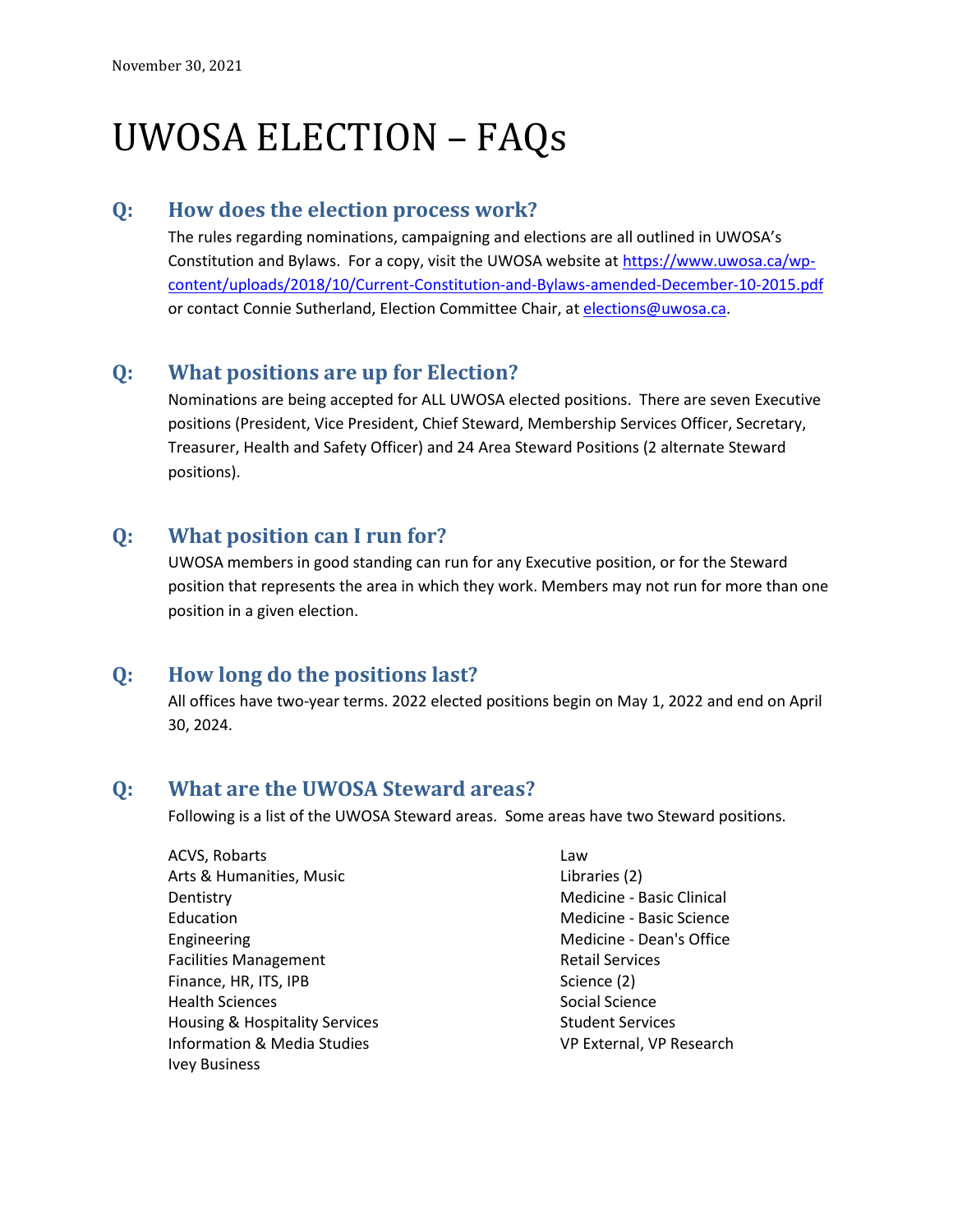November 30, 2021

# UWOSA ELECTION – FAQs

## Q: How does the election process work?

The rules regarding nominations, campaigning and elections are all outlined in UWOSA's Constitution and Bylaws. For a copy, visit the UWOSA website at [https://www.uwosa.ca/wp-content/uploads/2018/10/Current-Constitution-and-Bylaws-amended-December-10-2015.pdf](https://www.uwosa.ca/wp-content/uploads/2018/10/Current-Constitution-and-Bylaws-amended-December-10-2015.pdf) or contact Connie Sutherland, Election Committee Chair, at [elections@uwosa.ca](mailto:elections@uwosa.ca).

## Q: What positions are up for Election?

Nominations are being accepted for ALL UWOSA elected positions. There are seven Executive positions (President, Vice President, Chief Steward, Membership Services Officer, Secretary, Treasurer, Health and Safety Officer) and 24 Area Steward Positions (2 alternate Steward positions).

## Q: What position can I run for?

UWOSA members in good standing can run for any Executive position, or for the Steward position that represents the area in which they work. Members may not run for more than one position in a given election.

## Q: How long do the positions last?

All offices have two-year terms. 2022 elected positions begin on May 1, 2022 and end on April 30, 2024.

## Q: What are the UWOSA Steward areas?

Following is a list of the UWOSA Steward areas. Some areas have two Steward positions.

- ACVS, Robarts
- Arts & Humanities, Music
- Dentistry
- Education
- Engineering
- Facilities Management
- Finance, HR, ITS, IPB
- Health Sciences
- Housing & Hospitality Services
- Information & Media Studies
- Ivey Business
- Law
- Libraries (2)
- Medicine - Basic Clinical
- Medicine - Basic Science
- Medicine - Dean's Office
- Retail Services
- Science (2)
- Social Science
- Student Services
- VP External, VP Research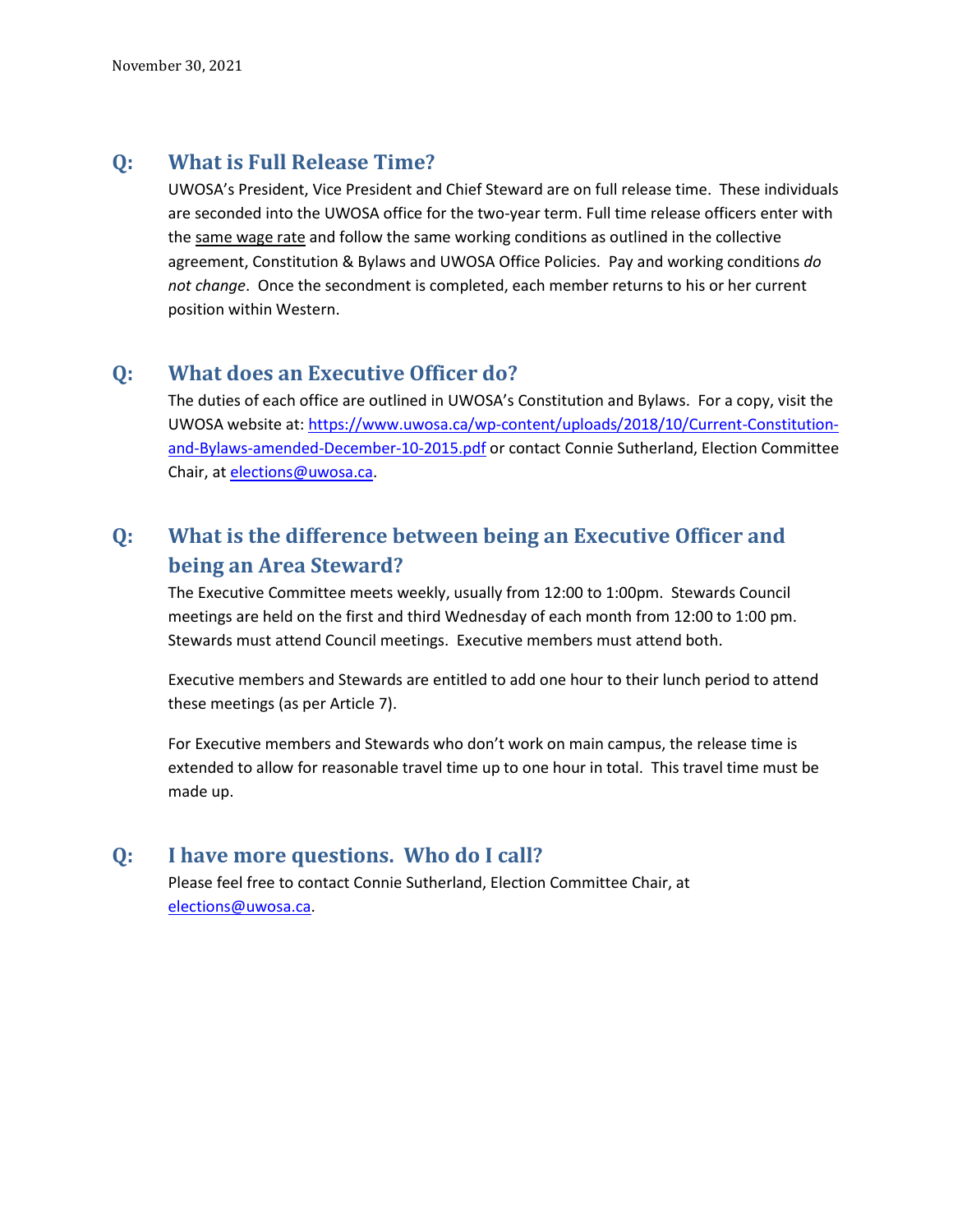November 30, 2021

## Q: What is Full Release Time?

UWOSA's President, Vice President and Chief Steward are on full release time. These individuals are seconded into the UWOSA office for the two-year term. Full time release officers enter with the same wage rate and follow the same working conditions as outlined in the collective agreement, Constitution & Bylaws and UWOSA Office Policies. Pay and working conditions *do not change*. Once the secondment is completed, each member returns to his or her current position within Western.

## Q: What does an Executive Officer do?

The duties of each office are outlined in UWOSA's Constitution and Bylaws. For a copy, visit the UWOSA website at: [https://www.uwosa.ca/wp-content/uploads/2018/10/Current-Constitution-and-Bylaws-amended-December-10-2015.pdf](https://www.uwosa.ca/wp-content/uploads/2018/10/Current-Constitution-and-Bylaws-amended-December-10-2015.pdf) or contact Connie Sutherland, Election Committee Chair, at [elections@uwosa.ca](mailto:elections@uwosa.ca).

## Q: What is the difference between being an Executive Officer and being an Area Steward?

The Executive Committee meets weekly, usually from 12:00 to 1:00pm. Stewards Council meetings are held on the first and third Wednesday of each month from 12:00 to 1:00 pm. Stewards must attend Council meetings. Executive members must attend both.

Executive members and Stewards are entitled to add one hour to their lunch period to attend these meetings (as per Article 7).

For Executive members and Stewards who don't work on main campus, the release time is extended to allow for reasonable travel time up to one hour in total. This travel time must be made up.

## Q: I have more questions. Who do I call?

Please feel free to contact Connie Sutherland, Election Committee Chair, at [elections@uwosa.ca](mailto:elections@uwosa.ca).